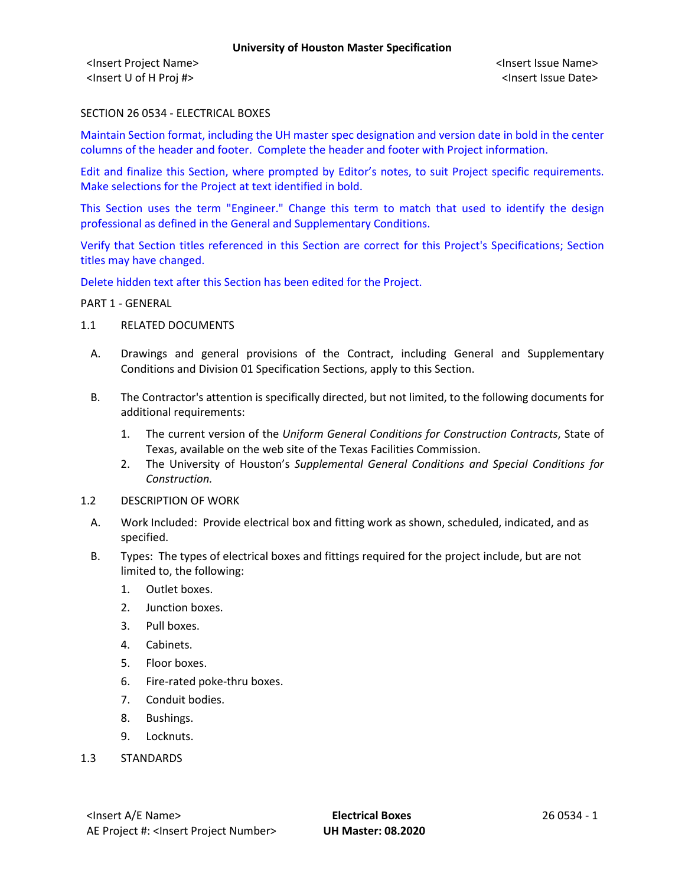SECTION 26 0534 - ELECTRICAL BOXES

Maintain Section format, including the UH master spec designation and version date in bold in the center columns of the header and footer. Complete the header and footer with Project information.

Edit and finalize this Section, where prompted by Editor's notes, to suit Project specific requirements. Make selections for the Project at text identified in bold.

This Section uses the term "Engineer." Change this term to match that used to identify the design professional as defined in the General and Supplementary Conditions.

Verify that Section titles referenced in this Section are correct for this Project's Specifications; Section titles may have changed.

Delete hidden text after this Section has been edited for the Project.

PART 1 - GENERAL

1.1 RELATED DOCUMENTS

A. Drawings and general provisions of the Contract, including General and Supplementary Conditions and Division 01 Specification Sections, apply to this Section.

B. The Contractor's attention is specifically directed, but not limited, to the following documents for additional requirements:

1. The current version of the *Uniform General Conditions for Construction Contracts*, State of Texas, available on the web site of the Texas Facilities Commission.
2. The University of Houston's *Supplemental General Conditions and Special Conditions for Construction.*

1.2 DESCRIPTION OF WORK

A. Work Included: Provide electrical box and fitting work as shown, scheduled, indicated, and as specified.

B. Types: The types of electrical boxes and fittings required for the project include, but are not limited to, the following:

1. Outlet boxes.
2. Junction boxes.
3. Pull boxes.
4. Cabinets.
5. Floor boxes.
6. Fire-rated poke-thru boxes.
7. Conduit bodies.
8. Bushings.
9. Locknuts.

1.3 STANDARDS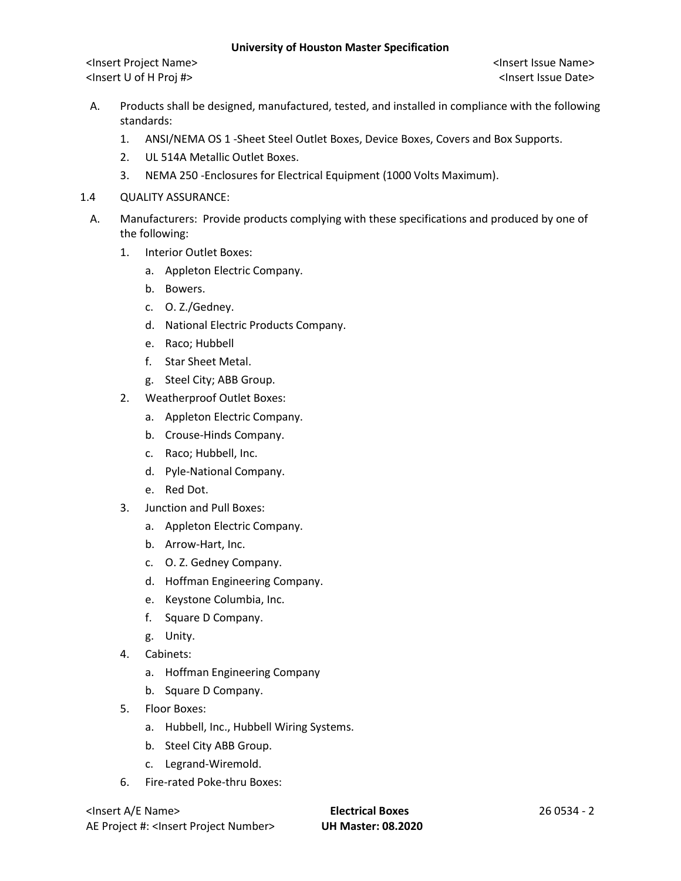A. Products shall be designed, manufactured, tested, and installed in compliance with the following standards:
   1. ANSI/NEMA OS 1 -Sheet Steel Outlet Boxes, Device Boxes, Covers and Box Supports.
   2. UL 514A Metallic Outlet Boxes.
   3. NEMA 250 -Enclosures for Electrical Equipment (1000 Volts Maximum).

1.4 QUALITY ASSURANCE:

A. Manufacturers: Provide products complying with these specifications and produced by one of the following:
   1. Interior Outlet Boxes:
      a. Appleton Electric Company.
      b. Bowers.
      c. O. Z./Gedney.
      d. National Electric Products Company.
      e. Raco; Hubbell
      f. Star Sheet Metal.
      g. Steel City; ABB Group.
   2. Weatherproof Outlet Boxes:
      a. Appleton Electric Company.
      b. Crouse-Hinds Company.
      c. Raco; Hubbell, Inc.
      d. Pyle-National Company.
      e. Red Dot.
   3. Junction and Pull Boxes:
      a. Appleton Electric Company.
      b. Arrow-Hart, Inc.
      c. O. Z. Gedney Company.
      d. Hoffman Engineering Company.
      e. Keystone Columbia, Inc.
      f. Square D Company.
      g. Unity.
   4. Cabinets:
      a. Hoffman Engineering Company
      b. Square D Company.
   5. Floor Boxes:
      a. Hubbell, Inc., Hubbell Wiring Systems.
      b. Steel City ABB Group.
      c. Legrand-Wiremold.
   6. Fire-rated Poke-thru Boxes: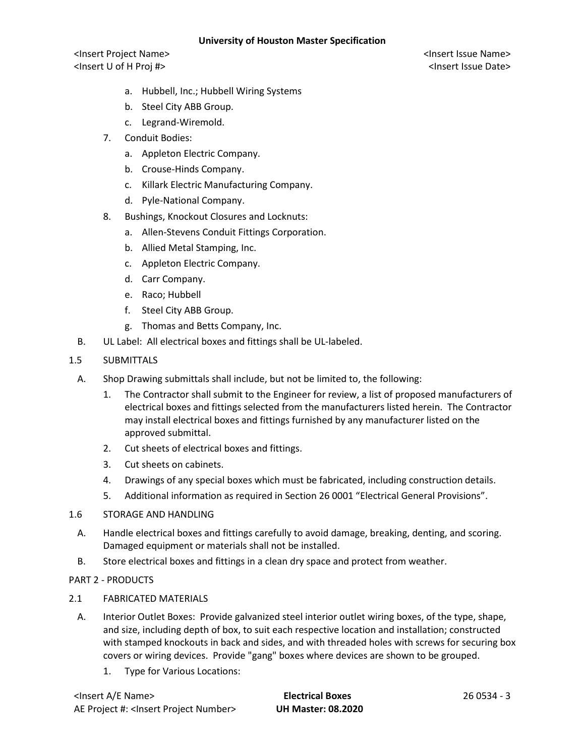a. Hubbell, Inc.; Hubbell Wiring Systems
   b. Steel City ABB Group.
   c. Legrand-Wiremold.

7. Conduit Bodies:
   a. Appleton Electric Company.
   b. Crouse-Hinds Company.
   c. Killark Electric Manufacturing Company.
   d. Pyle-National Company.

8. Bushings, Knockout Closures and Locknuts:
   a. Allen-Stevens Conduit Fittings Corporation.
   b. Allied Metal Stamping, Inc.
   c. Appleton Electric Company.
   d. Carr Company.
   e. Raco; Hubbell
   f. Steel City ABB Group.
   g. Thomas and Betts Company, Inc.

B. UL Label: All electrical boxes and fittings shall be UL-labeled.

1.5 SUBMITTALS

A. Shop Drawing submittals shall include, but not be limited to, the following:
   1. The Contractor shall submit to the Engineer for review, a list of proposed manufacturers of electrical boxes and fittings selected from the manufacturers listed herein. The Contractor may install electrical boxes and fittings furnished by any manufacturer listed on the approved submittal.
   2. Cut sheets of electrical boxes and fittings.
   3. Cut sheets on cabinets.
   4. Drawings of any special boxes which must be fabricated, including construction details.
   5. Additional information as required in Section 26 0001 “Electrical General Provisions”.

1.6 STORAGE AND HANDLING

A. Handle electrical boxes and fittings carefully to avoid damage, breaking, denting, and scoring. Damaged equipment or materials shall not be installed.

B. Store electrical boxes and fittings in a clean dry space and protect from weather.

PART 2 - PRODUCTS

2.1 FABRICATED MATERIALS

A. Interior Outlet Boxes: Provide galvanized steel interior outlet wiring boxes, of the type, shape, and size, including depth of box, to suit each respective location and installation; constructed with stamped knockouts in back and sides, and with threaded holes with screws for securing box covers or wiring devices. Provide "gang" boxes where devices are shown to be grouped.
   1. Type for Various Locations: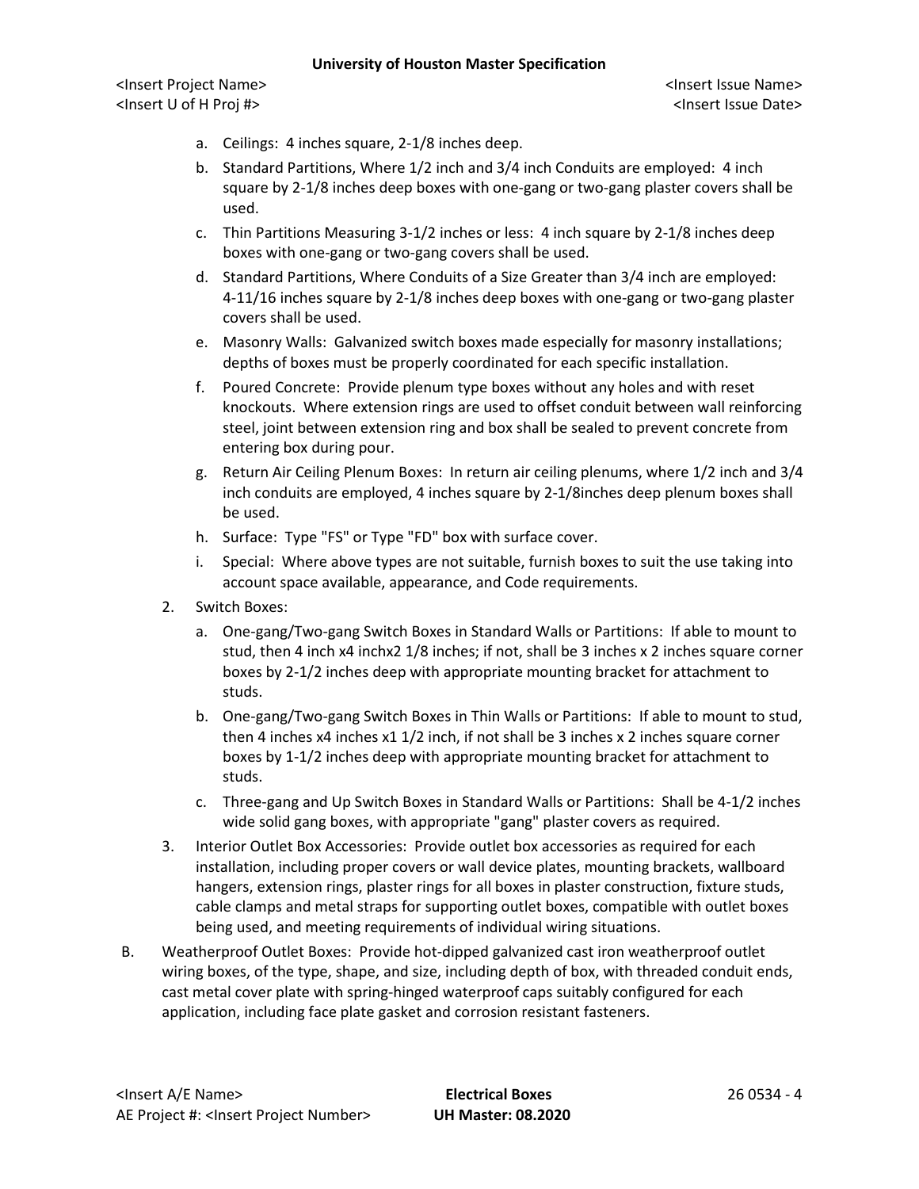a. Ceilings: 4 inches square, 2-1/8 inches deep.

b. Standard Partitions, Where 1/2 inch and 3/4 inch Conduits are employed: 4 inch square by 2-1/8 inches deep boxes with one-gang or two-gang plaster covers shall be used.

c. Thin Partitions Measuring 3-1/2 inches or less: 4 inch square by 2-1/8 inches deep boxes with one-gang or two-gang covers shall be used.

d. Standard Partitions, Where Conduits of a Size Greater than 3/4 inch are employed: 4-11/16 inches square by 2-1/8 inches deep boxes with one-gang or two-gang plaster covers shall be used.

e. Masonry Walls: Galvanized switch boxes made especially for masonry installations; depths of boxes must be properly coordinated for each specific installation.

f. Poured Concrete: Provide plenum type boxes without any holes and with reset knockouts. Where extension rings are used to offset conduit between wall reinforcing steel, joint between extension ring and box shall be sealed to prevent concrete from entering box during pour.

g. Return Air Ceiling Plenum Boxes: In return air ceiling plenums, where 1/2 inch and 3/4 inch conduits are employed, 4 inches square by 2-1/8inches deep plenum boxes shall be used.

h. Surface: Type "FS" or Type "FD" box with surface cover.

i. Special: Where above types are not suitable, furnish boxes to suit the use taking into account space available, appearance, and Code requirements.

2. Switch Boxes:

   a. One-gang/Two-gang Switch Boxes in Standard Walls or Partitions: If able to mount to stud, then 4 inch x4 inchx2 1/8 inches; if not, shall be 3 inches x 2 inches square corner boxes by 2-1/2 inches deep with appropriate mounting bracket for attachment to studs.

   b. One-gang/Two-gang Switch Boxes in Thin Walls or Partitions: If able to mount to stud, then 4 inches x4 inches x1 1/2 inch, if not shall be 3 inches x 2 inches square corner boxes by 1-1/2 inches deep with appropriate mounting bracket for attachment to studs.

   c. Three-gang and Up Switch Boxes in Standard Walls or Partitions: Shall be 4-1/2 inches wide solid gang boxes, with appropriate "gang" plaster covers as required.

3. Interior Outlet Box Accessories: Provide outlet box accessories as required for each installation, including proper covers or wall device plates, mounting brackets, wallboard hangers, extension rings, plaster rings for all boxes in plaster construction, fixture studs, cable clamps and metal straps for supporting outlet boxes, compatible with outlet boxes being used, and meeting requirements of individual wiring situations.

B. Weatherproof Outlet Boxes: Provide hot-dipped galvanized cast iron weatherproof outlet wiring boxes, of the type, shape, and size, including depth of box, with threaded conduit ends, cast metal cover plate with spring-hinged waterproof caps suitably configured for each application, including face plate gasket and corrosion resistant fasteners.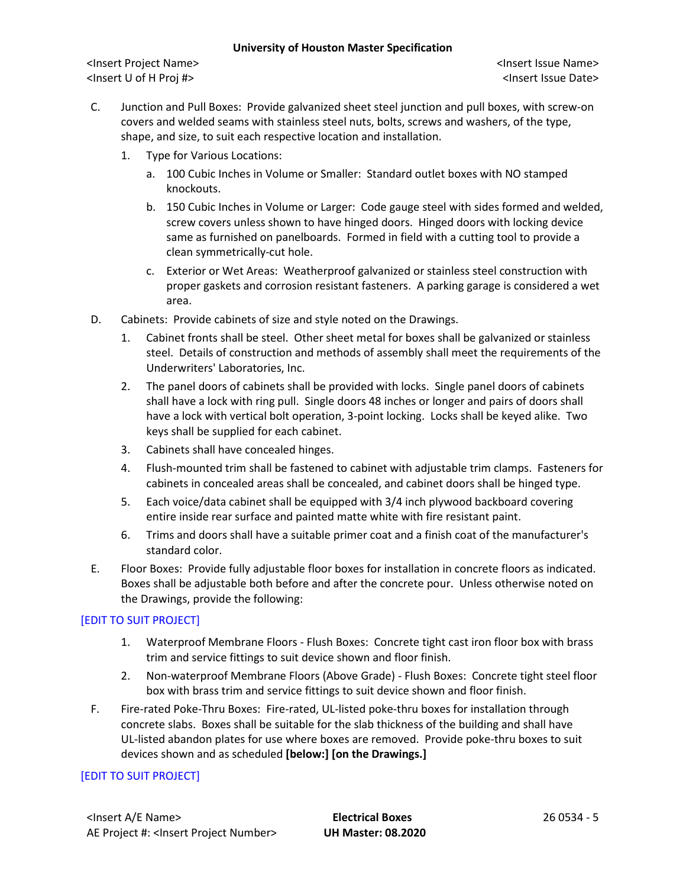C. Junction and Pull Boxes: Provide galvanized sheet steel junction and pull boxes, with screw-on covers and welded seams with stainless steel nuts, bolts, screws and washers, of the type, shape, and size, to suit each respective location and installation.

   1. Type for Various Locations:

      a. 100 Cubic Inches in Volume or Smaller: Standard outlet boxes with NO stamped knockouts.

      b. 150 Cubic Inches in Volume or Larger: Code gauge steel with sides formed and welded, screw covers unless shown to have hinged doors. Hinged doors with locking device same as furnished on panelboards. Formed in field with a cutting tool to provide a clean symmetrically-cut hole.

      c. Exterior or Wet Areas: Weatherproof galvanized or stainless steel construction with proper gaskets and corrosion resistant fasteners. A parking garage is considered a wet area.

D. Cabinets: Provide cabinets of size and style noted on the Drawings.

   1. Cabinet fronts shall be steel. Other sheet metal for boxes shall be galvanized or stainless steel. Details of construction and methods of assembly shall meet the requirements of the Underwriters' Laboratories, Inc.

   2. The panel doors of cabinets shall be provided with locks. Single panel doors of cabinets shall have a lock with ring pull. Single doors 48 inches or longer and pairs of doors shall have a lock with vertical bolt operation, 3-point locking. Locks shall be keyed alike. Two keys shall be supplied for each cabinet.

   3. Cabinets shall have concealed hinges.

   4. Flush-mounted trim shall be fastened to cabinet with adjustable trim clamps. Fasteners for cabinets in concealed areas shall be concealed, and cabinet doors shall be hinged type.

   5. Each voice/data cabinet shall be equipped with 3/4 inch plywood backboard covering entire inside rear surface and painted matte white with fire resistant paint.

   6. Trims and doors shall have a suitable primer coat and a finish coat of the manufacturer's standard color.

E. Floor Boxes: Provide fully adjustable floor boxes for installation in concrete floors as indicated. Boxes shall be adjustable both before and after the concrete pour. Unless otherwise noted on the Drawings, provide the following:

[EDIT TO SUIT PROJECT]

   1. Waterproof Membrane Floors - Flush Boxes: Concrete tight cast iron floor box with brass trim and service fittings to suit device shown and floor finish.

   2. Non-waterproof Membrane Floors (Above Grade) - Flush Boxes: Concrete tight steel floor box with brass trim and service fittings to suit device shown and floor finish.

F. Fire-rated Poke-Thru Boxes: Fire-rated, UL-listed poke-thru boxes for installation through concrete slabs. Boxes shall be suitable for the slab thickness of the building and shall have UL-listed abandon plates for use where boxes are removed. Provide poke-thru boxes to suit devices shown and as scheduled **[below:] [on the Drawings.]**

[EDIT TO SUIT PROJECT]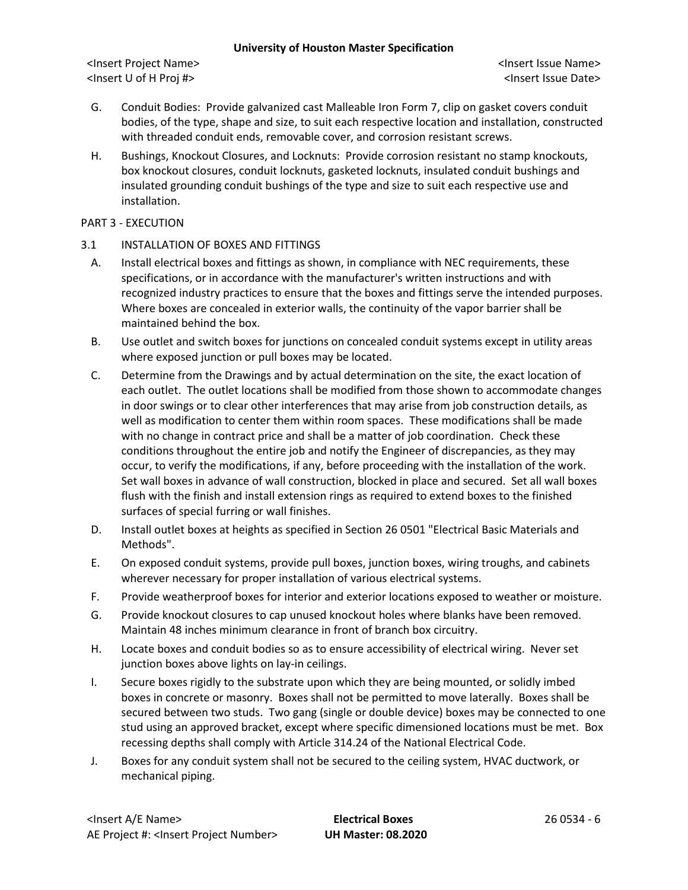G. Conduit Bodies: Provide galvanized cast Malleable Iron Form 7, clip on gasket covers conduit bodies, of the type, shape and size, to suit each respective location and installation, constructed with threaded conduit ends, removable cover, and corrosion resistant screws.

H. Bushings, Knockout Closures, and Locknuts: Provide corrosion resistant no stamp knockouts, box knockout closures, conduit locknuts, gasketed locknuts, insulated conduit bushings and insulated grounding conduit bushings of the type and size to suit each respective use and installation.

## PART 3 - EXECUTION

### 3.1 INSTALLATION OF BOXES AND FITTINGS

A. Install electrical boxes and fittings as shown, in compliance with NEC requirements, these specifications, or in accordance with the manufacturer's written instructions and with recognized industry practices to ensure that the boxes and fittings serve the intended purposes. Where boxes are concealed in exterior walls, the continuity of the vapor barrier shall be maintained behind the box.

B. Use outlet and switch boxes for junctions on concealed conduit systems except in utility areas where exposed junction or pull boxes may be located.

C. Determine from the Drawings and by actual determination on the site, the exact location of each outlet. The outlet locations shall be modified from those shown to accommodate changes in door swings or to clear other interferences that may arise from job construction details, as well as modification to center them within room spaces. These modifications shall be made with no change in contract price and shall be a matter of job coordination. Check these conditions throughout the entire job and notify the Engineer of discrepancies, as they may occur, to verify the modifications, if any, before proceeding with the installation of the work. Set wall boxes in advance of wall construction, blocked in place and secured. Set all wall boxes flush with the finish and install extension rings as required to extend boxes to the finished surfaces of special furring or wall finishes.

D. Install outlet boxes at heights as specified in Section 26 0501 "Electrical Basic Materials and Methods".

E. On exposed conduit systems, provide pull boxes, junction boxes, wiring troughs, and cabinets wherever necessary for proper installation of various electrical systems.

F. Provide weatherproof boxes for interior and exterior locations exposed to weather or moisture.

G. Provide knockout closures to cap unused knockout holes where blanks have been removed. Maintain 48 inches minimum clearance in front of branch box circuitry.

H. Locate boxes and conduit bodies so as to ensure accessibility of electrical wiring. Never set junction boxes above lights on lay-in ceilings.

I. Secure boxes rigidly to the substrate upon which they are being mounted, or solidly imbed boxes in concrete or masonry. Boxes shall not be permitted to move laterally. Boxes shall be secured between two studs. Two gang (single or double device) boxes may be connected to one stud using an approved bracket, except where specific dimensioned locations must be met. Box recessing depths shall comply with Article 314.24 of the National Electrical Code.

J. Boxes for any conduit system shall not be secured to the ceiling system, HVAC ductwork, or mechanical piping.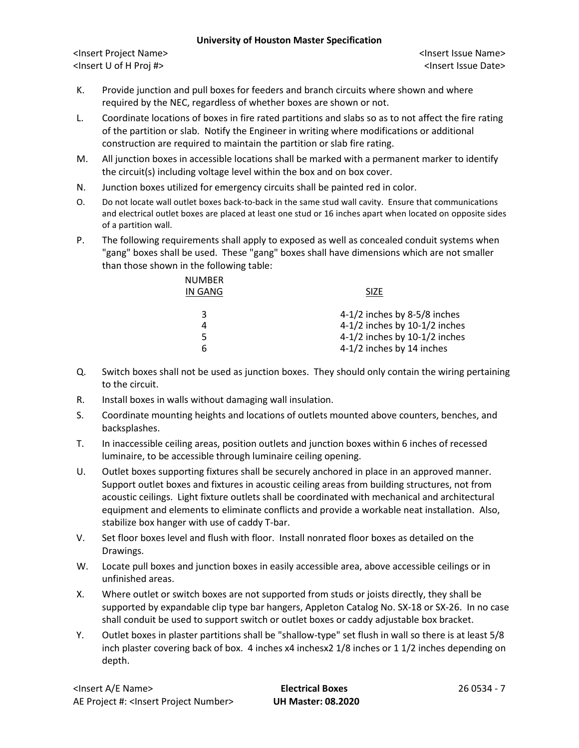K. Provide junction and pull boxes for feeders and branch circuits where shown and where required by the NEC, regardless of whether boxes are shown or not.

L. Coordinate locations of boxes in fire rated partitions and slabs so as to not affect the fire rating of the partition or slab. Notify the Engineer in writing where modifications or additional construction are required to maintain the partition or slab fire rating.

M. All junction boxes in accessible locations shall be marked with a permanent marker to identify the circuit(s) including voltage level within the box and on box cover.

N. Junction boxes utilized for emergency circuits shall be painted red in color.

O. Do not locate wall outlet boxes back-to-back in the same stud wall cavity. Ensure that communications and electrical outlet boxes are placed at least one stud or 16 inches apart when located on opposite sides of a partition wall.

P. The following requirements shall apply to exposed as well as concealed conduit systems when "gang" boxes shall be used. These "gang" boxes shall have dimensions which are not smaller than those shown in the following table:

| NUMBER IN GANG | SIZE |
|---|---|
| 3 | 4-1/2 inches by 8-5/8 inches |
| 4 | 4-1/2 inches by 10-1/2 inches |
| 5 | 4-1/2 inches by 10-1/2 inches |
| 6 | 4-1/2 inches by 14 inches |

Q. Switch boxes shall not be used as junction boxes. They should only contain the wiring pertaining to the circuit.

R. Install boxes in walls without damaging wall insulation.

S. Coordinate mounting heights and locations of outlets mounted above counters, benches, and backsplashes.

T. In inaccessible ceiling areas, position outlets and junction boxes within 6 inches of recessed luminaire, to be accessible through luminaire ceiling opening.

U. Outlet boxes supporting fixtures shall be securely anchored in place in an approved manner. Support outlet boxes and fixtures in acoustic ceiling areas from building structures, not from acoustic ceilings. Light fixture outlets shall be coordinated with mechanical and architectural equipment and elements to eliminate conflicts and provide a workable neat installation. Also, stabilize box hanger with use of caddy T-bar.

V. Set floor boxes level and flush with floor. Install nonrated floor boxes as detailed on the Drawings.

W. Locate pull boxes and junction boxes in easily accessible area, above accessible ceilings or in unfinished areas.

X. Where outlet or switch boxes are not supported from studs or joists directly, they shall be supported by expandable clip type bar hangers, Appleton Catalog No. SX-18 or SX-26. In no case shall conduit be used to support switch or outlet boxes or caddy adjustable box bracket.

Y. Outlet boxes in plaster partitions shall be "shallow-type" set flush in wall so there is at least 5/8 inch plaster covering back of box. 4 inches x4 inchesx2 1/8 inches or 1 1/2 inches depending on depth.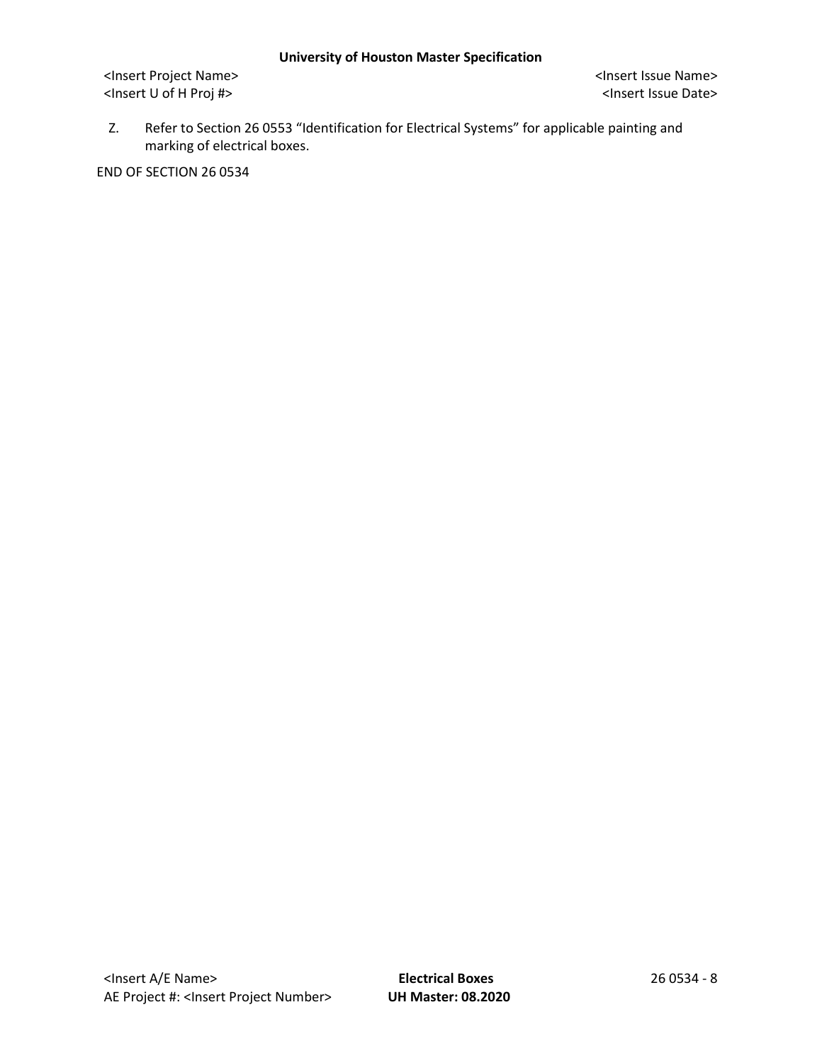Z. Refer to Section 26 0553 "Identification for Electrical Systems" for applicable painting and marking of electrical boxes.

END OF SECTION 26 0534